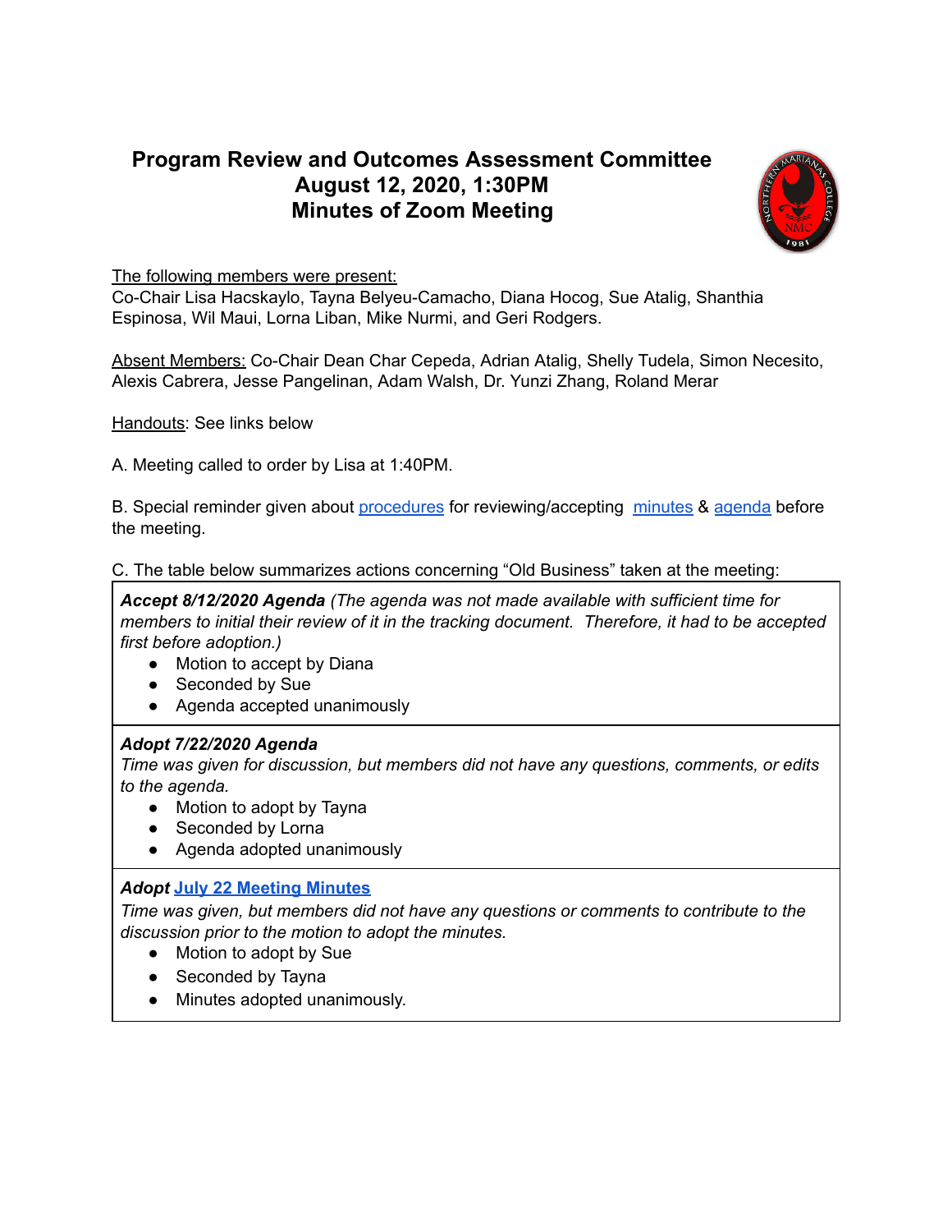# Program Review and Outcomes Assessment Committee
# August 12, 2020, 1:30PM
# Minutes of Zoom Meeting

The following members were present:
Co-Chair Lisa Hacskaylo, Tayna Belyeu-Camacho, Diana Hocog, Sue Atalig, Shanthia Espinosa, Wil Maui, Lorna Liban, Mike Nurmi, and Geri Rodgers.

Absent Members: Co-Chair Dean Char Cepeda, Adrian Atalig, Shelly Tudela, Simon Necesito, Alexis Cabrera, Jesse Pangelinan, Adam Walsh, Dr. Yunzi Zhang, Roland Merar

Handouts: See links below

A. Meeting called to order by Lisa at 1:40PM.

B. Special reminder given about procedures for reviewing/accepting minutes & agenda before the meeting.

C. The table below summarizes actions concerning "Old Business" taken at the meeting:

| |
|---|
| ***Accept 8/12/2020 Agenda*** *(The agenda was not made available with sufficient time for members to initial their review of it in the tracking document. Therefore, it had to be accepted first before adoption.)*<br>• Motion to accept by Diana<br>• Seconded by Sue<br>• Agenda accepted unanimously |
| ***Adopt 7/22/2020 Agenda***<br>*Time was given for discussion, but members did not have any questions, comments, or edits to the agenda.*<br>• Motion to adopt by Tayna<br>• Seconded by Lorna<br>• Agenda adopted unanimously |
| ***Adopt July 22 Meeting Minutes***<br>*Time was given, but members did not have any questions or comments to contribute to the discussion prior to the motion to adopt the minutes.*<br>• Motion to adopt by Sue<br>• Seconded by Tayna<br>• Minutes adopted unanimously. |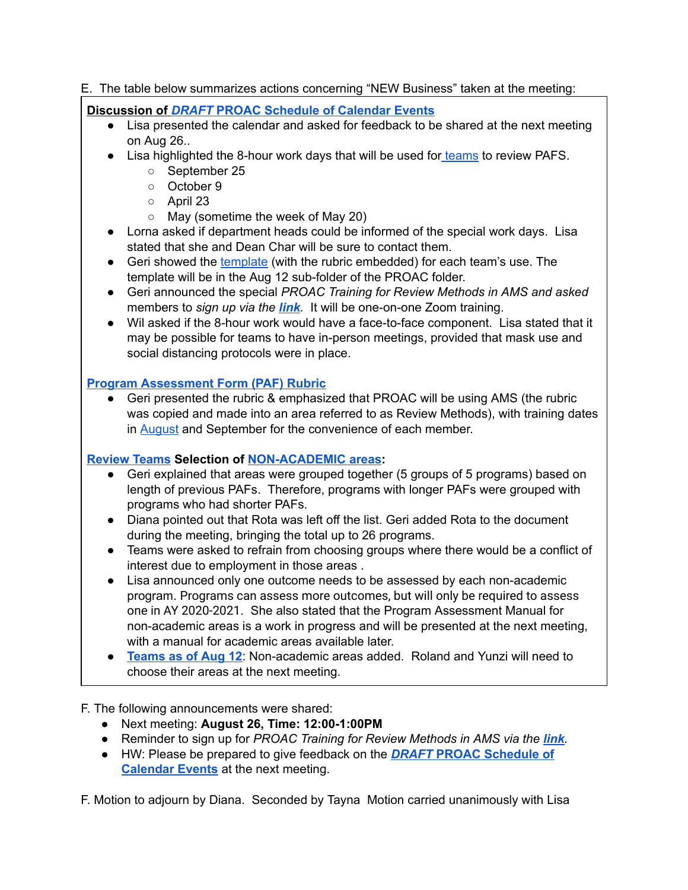E. The table below summarizes actions concerning "NEW Business" taken at the meeting:

**Discussion of *DRAFT* PROAC Schedule of Calendar Events**

- Lisa presented the calendar and asked for feedback to be shared at the next meeting on Aug 26..
- Lisa highlighted the 8-hour work days that will be used for teams to review PAFS.
  - September 25
  - October 9
  - April 23
  - May (sometime the week of May 20)
- Lorna asked if department heads could be informed of the special work days. Lisa stated that she and Dean Char will be sure to contact them.
- Geri showed the template (with the rubric embedded) for each team's use. The template will be in the Aug 12 sub-folder of the PROAC folder.
- Geri announced the special *PROAC Training for Review Methods in AMS and asked* members to *sign up via the **link**.* It will be one-on-one Zoom training.
- Wil asked if the 8-hour work would have a face-to-face component. Lisa stated that it may be possible for teams to have in-person meetings, provided that mask use and social distancing protocols were in place.

**Program Assessment Form (PAF) Rubric**

- Geri presented the rubric & emphasized that PROAC will be using AMS (the rubric was copied and made into an area referred to as Review Methods), with training dates in August and September for the convenience of each member.

**Review Teams Selection of NON-ACADEMIC areas:**

- Geri explained that areas were grouped together (5 groups of 5 programs) based on length of previous PAFs. Therefore, programs with longer PAFs were grouped with programs who had shorter PAFs.
- Diana pointed out that Rota was left off the list. Geri added Rota to the document during the meeting, bringing the total up to 26 programs.
- Teams were asked to refrain from choosing groups where there would be a conflict of interest due to employment in those areas .
- Lisa announced only one outcome needs to be assessed by each non-academic program. Programs can assess more outcomes, but will only be required to assess one in AY 2020-2021. She also stated that the Program Assessment Manual for non-academic areas is a work in progress and will be presented at the next meeting, with a manual for academic areas available later.
- **Teams as of Aug 12**: Non-academic areas added. Roland and Yunzi will need to choose their areas at the next meeting.

F. The following announcements were shared:

- Next meeting: **August 26, Time: 12:00-1:00PM**
- Reminder to sign up for *PROAC Training for Review Methods in AMS via the **link**.*
- HW: Please be prepared to give feedback on the ***DRAFT* PROAC Schedule of Calendar Events** at the next meeting.

F. Motion to adjourn by Diana. Seconded by Tayna Motion carried unanimously with Lisa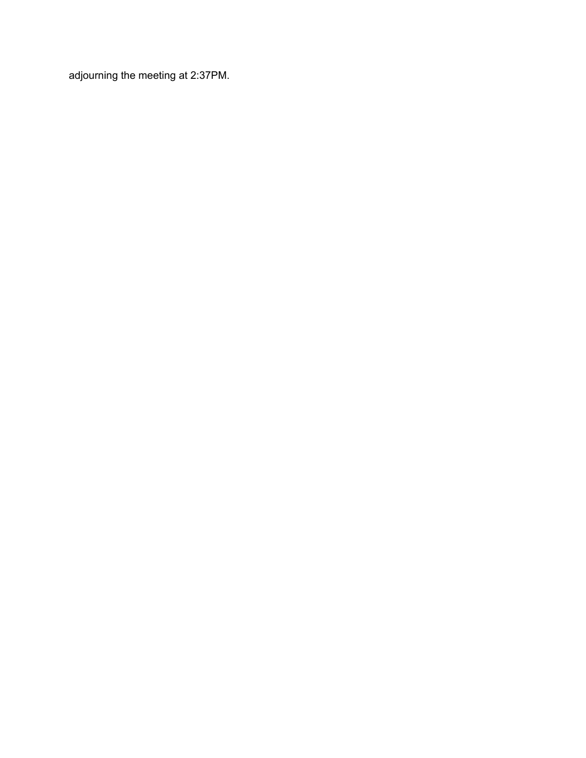adjourning the meeting at 2:37PM.